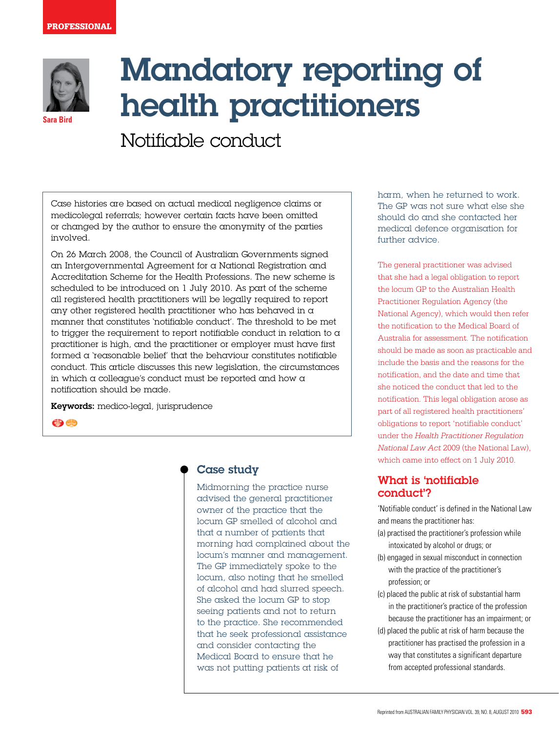PROFESSIONAL

# Mandatory reporting of health practitioners

## Notifiable conduct

Sara Bird

Case histories are based on actual medical negligence claims or medicolegal referrals; however certain facts have been omitted or changed by the author to ensure the anonymity of the parties involved.

On 26 March 2008, the Council of Australian Governments signed an Intergovernmental Agreement for a National Registration and Accreditation Scheme for the Health Professions. The new scheme is scheduled to be introduced on 1 July 2010. As part of the scheme all registered health practitioners will be legally required to report any other registered health practitioner who has behaved in a manner that constitutes 'notifiable conduct'. The threshold to be met to trigger the requirement to report notifiable conduct in relation to a practitioner is high, and the practitioner or employer must have first formed a 'reasonable belief' that the behaviour constitutes notifiable conduct. This article discusses this new legislation, the circumstances in which a colleague's conduct must be reported and how a notification should be made.

**Keywords:** medico-legal, jurisprudence

### Case study

Midmorning the practice nurse advised the general practitioner owner of the practice that the locum GP smelled of alcohol and that a number of patients that morning had complained about the locum's manner and management. The GP immediately spoke to the locum, also noting that he smelled of alcohol and had slurred speech. She asked the locum GP to stop seeing patients and not to return to the practice. She recommended that he seek professional assistance and consider contacting the Medical Board to ensure that he was not putting patients at risk of harm, when he returned to work. The GP was not sure what else she should do and she contacted her medical defence organisation for further advice.

The general practitioner was advised that she had a legal obligation to report the locum GP to the Australian Health Practitioner Regulation Agency (the National Agency), which would then refer the notification to the Medical Board of Australia for assessment. The notification should be made as soon as practicable and include the basis and the reasons for the notification, and the date and time that she noticed the conduct that led to the notification. This legal obligation arose as part of all registered health practitioners' obligations to report 'notifiable conduct' under the *Health Practitioner Regulation National Law Act* 2009 (the National Law), which came into effect on 1 July 2010.

## What is 'notifiable conduct'?

'Notifiable conduct' is defined in the National Law and means the practitioner has:

(a) practised the practitioner's profession while intoxicated by alcohol or drugs; or

(b) engaged in sexual misconduct in connection with the practice of the practitioner's profession; or

(c) placed the public at risk of substantial harm in the practitioner's practice of the profession because the practitioner has an impairment; or

(d) placed the public at risk of harm because the practitioner has practised the profession in a way that constitutes a significant departure from accepted professional standards.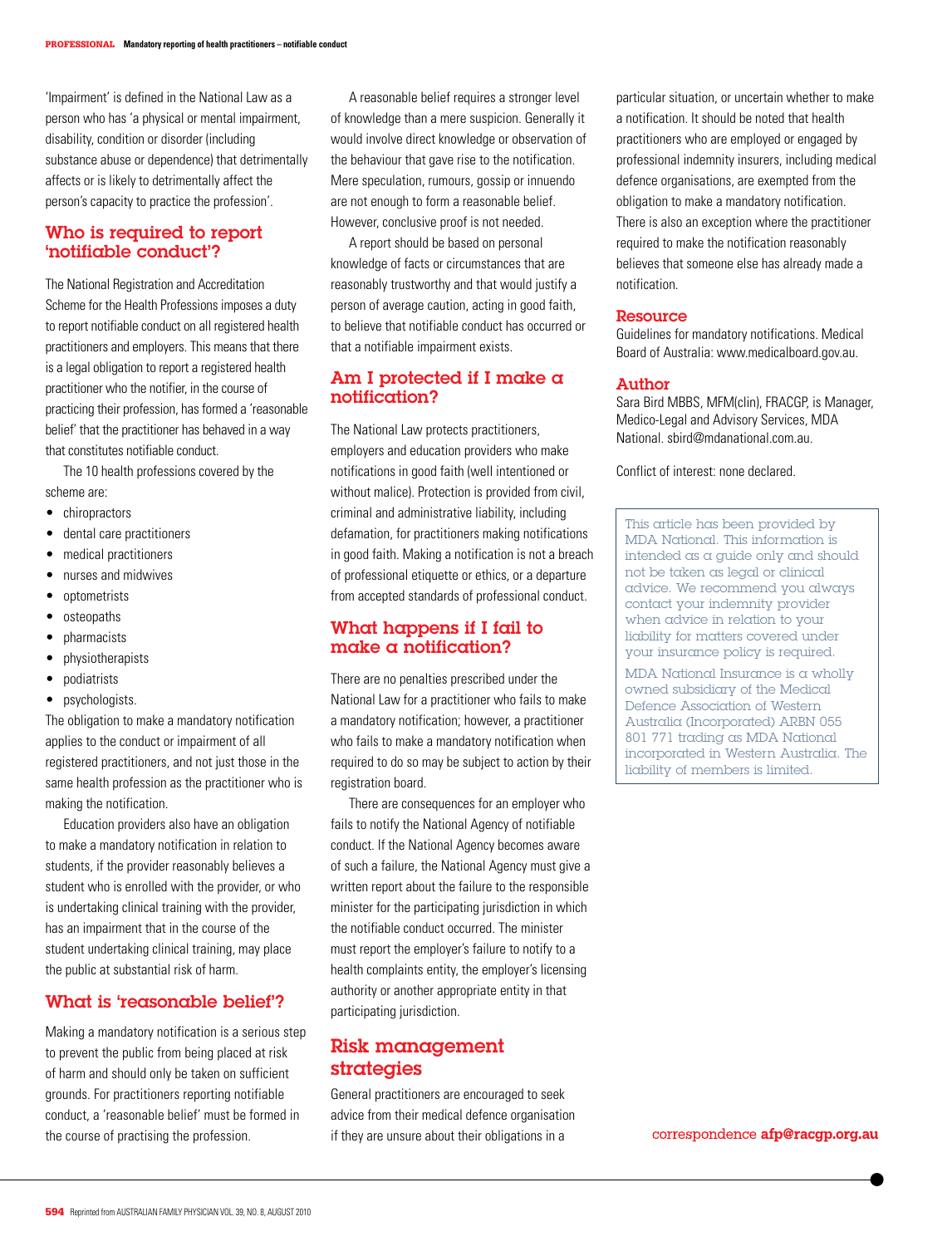'Impairment' is defined in the National Law as a person who has 'a physical or mental impairment, disability, condition or disorder (including substance abuse or dependence) that detrimentally affects or is likely to detrimentally affect the person's capacity to practice the profession'.

## Who is required to report 'notifiable conduct'?

The National Registration and Accreditation Scheme for the Health Professions imposes a duty to report notifiable conduct on all registered health practitioners and employers. This means that there is a legal obligation to report a registered health practitioner who the notifier, in the course of practicing their profession, has formed a 'reasonable belief' that the practitioner has behaved in a way that constitutes notifiable conduct.

The 10 health professions covered by the scheme are:

- chiropractors
- dental care practitioners
- medical practitioners
- nurses and midwives
- optometrists
- osteopaths
- pharmacists
- physiotherapists
- podiatrists
- psychologists.

The obligation to make a mandatory notification applies to the conduct or impairment of all registered practitioners, and not just those in the same health profession as the practitioner who is making the notification.

Education providers also have an obligation to make a mandatory notification in relation to students, if the provider reasonably believes a student who is enrolled with the provider, or who is undertaking clinical training with the provider, has an impairment that in the course of the student undertaking clinical training, may place the public at substantial risk of harm.

## What is 'reasonable belief'?

Making a mandatory notification is a serious step to prevent the public from being placed at risk of harm and should only be taken on sufficient grounds. For practitioners reporting notifiable conduct, a 'reasonable belief' must be formed in the course of practising the profession.

A reasonable belief requires a stronger level of knowledge than a mere suspicion. Generally it would involve direct knowledge or observation of the behaviour that gave rise to the notification. Mere speculation, rumours, gossip or innuendo are not enough to form a reasonable belief. However, conclusive proof is not needed.

A report should be based on personal knowledge of facts or circumstances that are reasonably trustworthy and that would justify a person of average caution, acting in good faith, to believe that notifiable conduct has occurred or that a notifiable impairment exists.

## Am I protected if I make a notification?

The National Law protects practitioners, employers and education providers who make notifications in good faith (well intentioned or without malice). Protection is provided from civil, criminal and administrative liability, including defamation, for practitioners making notifications in good faith. Making a notification is not a breach of professional etiquette or ethics, or a departure from accepted standards of professional conduct.

## What happens if I fail to make a notification?

There are no penalties prescribed under the National Law for a practitioner who fails to make a mandatory notification; however, a practitioner who fails to make a mandatory notification when required to do so may be subject to action by their registration board.

There are consequences for an employer who fails to notify the National Agency of notifiable conduct. If the National Agency becomes aware of such a failure, the National Agency must give a written report about the failure to the responsible minister for the participating jurisdiction in which the notifiable conduct occurred. The minister must report the employer's failure to notify to a health complaints entity, the employer's licensing authority or another appropriate entity in that participating jurisdiction.

## Risk management strategies

General practitioners are encouraged to seek advice from their medical defence organisation if they are unsure about their obligations in a particular situation, or uncertain whether to make a notification. It should be noted that health practitioners who are employed or engaged by professional indemnity insurers, including medical defence organisations, are exempted from the obligation to make a mandatory notification. There is also an exception where the practitioner required to make the notification reasonably believes that someone else has already made a notification.

## Resource

Guidelines for mandatory notifications. Medical Board of Australia: www.medicalboard.gov.au.

## Author

Sara Bird MBBS, MFM(clin), FRACGP, is Manager, Medico-Legal and Advisory Services, MDA National. sbird@mdanational.com.au.

Conflict of interest: none declared.

This article has been provided by MDA National. This information is intended as a guide only and should not be taken as legal or clinical advice. We recommend you always contact your indemnity provider when advice in relation to your liability for matters covered under your insurance policy is required.

MDA National Insurance is a wholly owned subsidiary of the Medical Defence Association of Western Australia (Incorporated) ARBN 055 801 771 trading as MDA National incorporated in Western Australia. The liability of members is limited.

correspondence **afp@racgp.org.au**